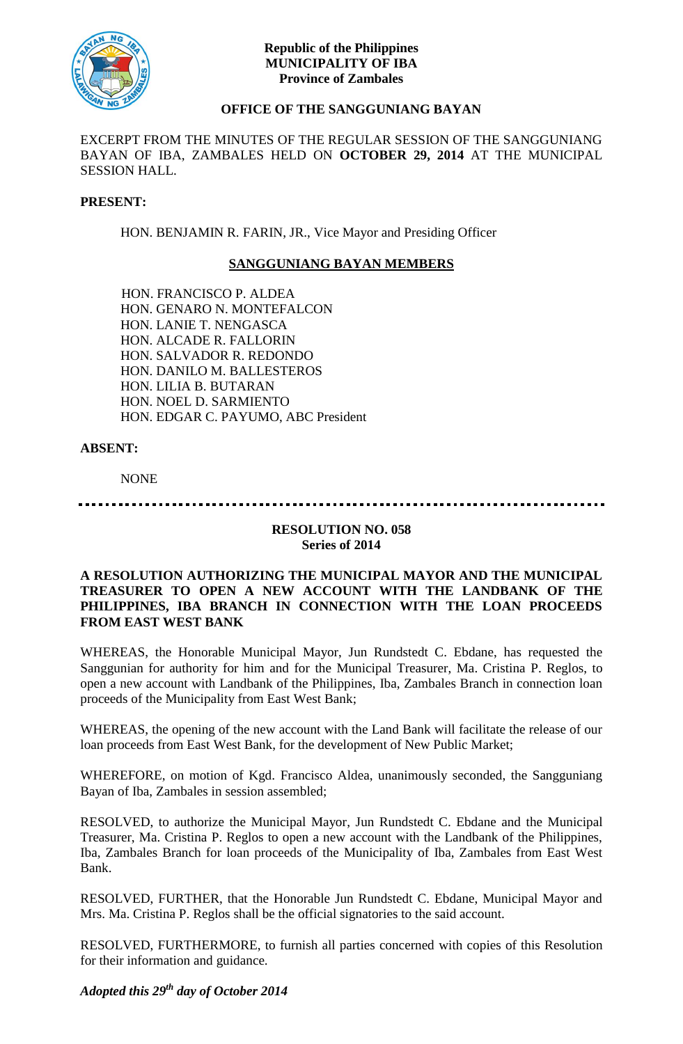**Republic of the Philippines**
**MUNICIPALITY OF IBA**
**Province of Zambales**

**OFFICE OF THE SANGGUNIANG BAYAN**

EXCERPT FROM THE MINUTES OF THE REGULAR SESSION OF THE SANGGUNIANG BAYAN OF IBA, ZAMBALES HELD ON **OCTOBER 29, 2014** AT THE MUNICIPAL SESSION HALL.

**PRESENT:**

HON. BENJAMIN R. FARIN, JR., Vice Mayor and Presiding Officer

**SANGGUNIANG BAYAN MEMBERS**

HON. FRANCISCO P. ALDEA
HON. GENARO N. MONTEFALCON
HON. LANIE T. NENGASCA
HON. ALCADE R. FALLORIN
HON. SALVADOR R. REDONDO
HON. DANILO M. BALLESTEROS
HON. LILIA B. BUTARAN
HON. NOEL D. SARMIENTO
HON. EDGAR C. PAYUMO, ABC President

**ABSENT:**

NONE

---

**RESOLUTION NO. 058**
**Series of 2014**

**A RESOLUTION AUTHORIZING THE MUNICIPAL MAYOR AND THE MUNICIPAL TREASURER TO OPEN A NEW ACCOUNT WITH THE LANDBANK OF THE PHILIPPINES, IBA BRANCH IN CONNECTION WITH THE LOAN PROCEEDS FROM EAST WEST BANK**

WHEREAS, the Honorable Municipal Mayor, Jun Rundstedt C. Ebdane, has requested the Sanggunian for authority for him and for the Municipal Treasurer, Ma. Cristina P. Reglos, to open a new account with Landbank of the Philippines, Iba, Zambales Branch in connection loan proceeds of the Municipality from East West Bank;

WHEREAS, the opening of the new account with the Land Bank will facilitate the release of our loan proceeds from East West Bank, for the development of New Public Market;

WHEREFORE, on motion of Kgd. Francisco Aldea, unanimously seconded, the Sangguniang Bayan of Iba, Zambales in session assembled;

RESOLVED, to authorize the Municipal Mayor, Jun Rundstedt C. Ebdane and the Municipal Treasurer, Ma. Cristina P. Reglos to open a new account with the Landbank of the Philippines, Iba, Zambales Branch for loan proceeds of the Municipality of Iba, Zambales from East West Bank.

RESOLVED, FURTHER, that the Honorable Jun Rundstedt C. Ebdane, Municipal Mayor and Mrs. Ma. Cristina P. Reglos shall be the official signatories to the said account.

RESOLVED, FURTHERMORE, to furnish all parties concerned with copies of this Resolution for their information and guidance.

***Adopted this 29th day of October 2014***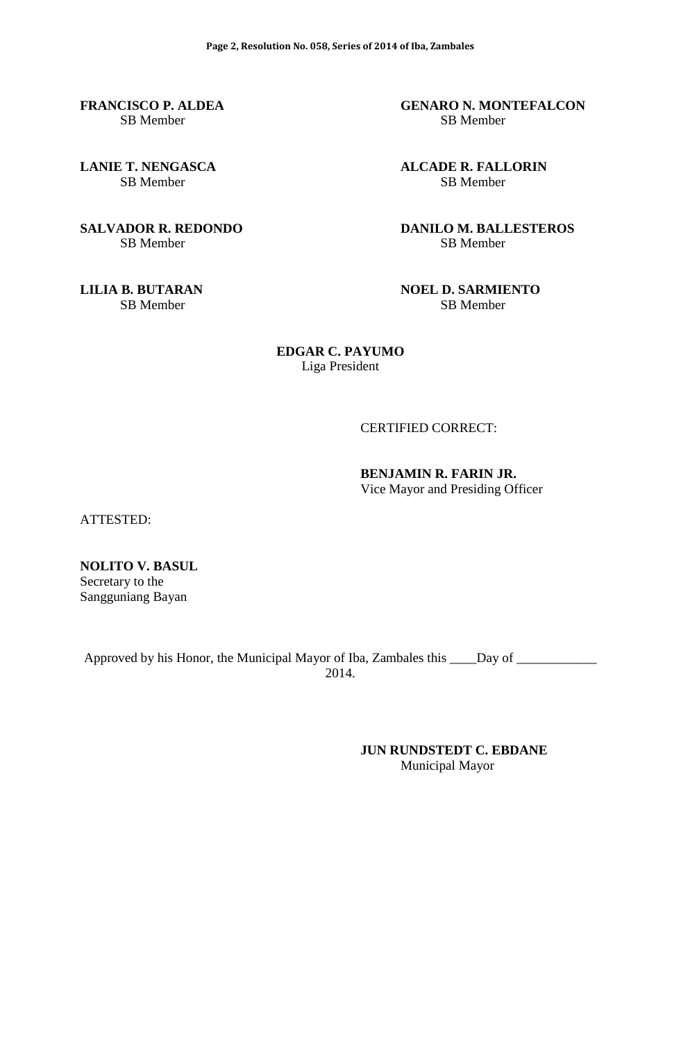**FRANCISCO P. ALDEA**
SB Member

**GENARO N. MONTEFALCON**
SB Member

**LANIE T. NENGASCA**
SB Member

**ALCADE R. FALLORIN**
SB Member

**SALVADOR R. REDONDO**
SB Member

**DANILO M. BALLESTEROS**
SB Member

**LILIA B. BUTARAN**
SB Member

**NOEL D. SARMIENTO**
SB Member

**EDGAR C. PAYUMO**
Liga President

CERTIFIED CORRECT:

**BENJAMIN R. FARIN JR.**
Vice Mayor and Presiding Officer

ATTESTED:

**NOLITO V. BASUL**
Secretary to the
Sangguniang Bayan

Approved by his Honor, the Municipal Mayor of Iba, Zambales this ____Day of ____________ 2014.

**JUN RUNDSTEDT C. EBDANE**
Municipal Mayor